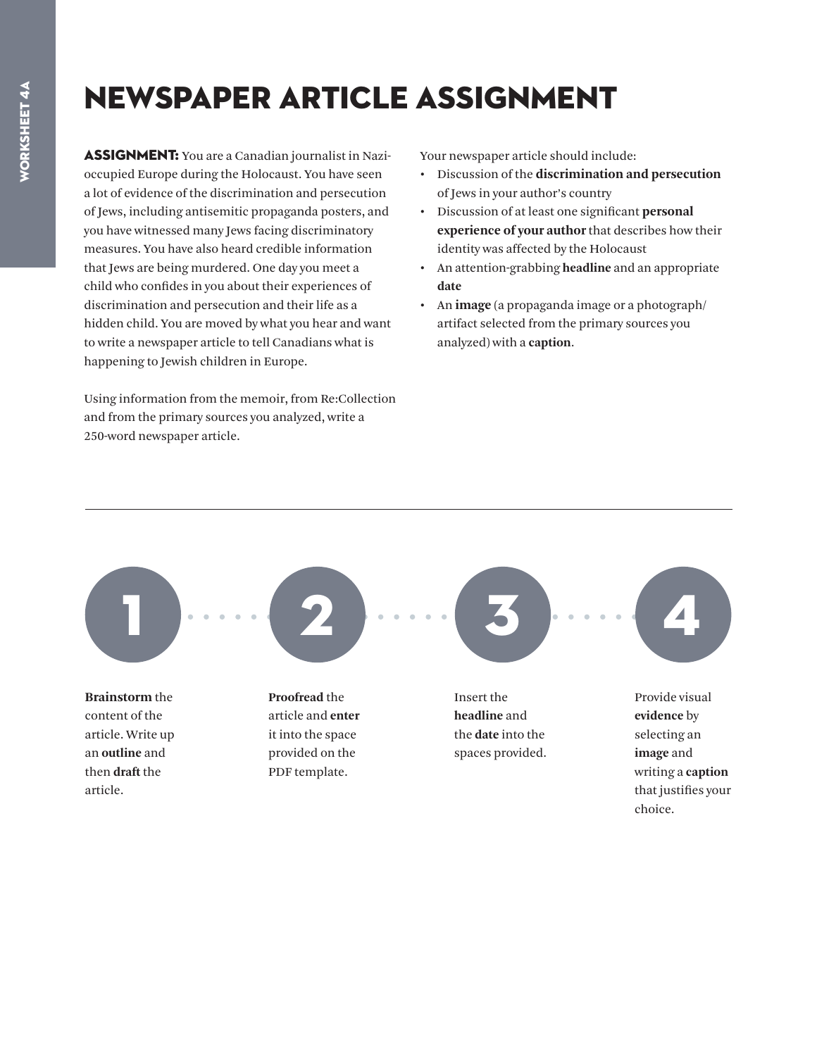# NEWSPAPER ARTICLE ASSIGNMENT

**ASSIGNMENT:** You are a Canadian journalist in Nazi-occupied Europe during the Holocaust. You have seen a lot of evidence of the discrimination and persecution of Jews, including antisemitic propaganda posters, and you have witnessed many Jews facing discriminatory measures. You have also heard credible information that Jews are being murdered. One day you meet a child who confides in you about their experiences of discrimination and persecution and their life as a hidden child. You are moved by what you hear and want to write a newspaper article to tell Canadians what is happening to Jewish children in Europe.

Using information from the memoir, from Re:Collection and from the primary sources you analyzed, write a 250-word newspaper article.

Your newspaper article should include:

- Discussion of the **discrimination and persecution** of Jews in your author's country
- Discussion of at least one significant **personal experience of your author** that describes how their identity was affected by the Holocaust
- An attention-grabbing **headline** and an appropriate **date**
- An **image** (a propaganda image or a photograph/artifact selected from the primary sources you analyzed) with a **caption**.

---

1. **Brainstorm** the content of the article. Write up an **outline** and then **draft** the article.
2. **Proofread** the article and **enter** it into the space provided on the PDF template.
3. Insert the **headline** and the **date** into the spaces provided.
4. Provide visual **evidence** by selecting an **image** and writing a **caption** that justifies your choice.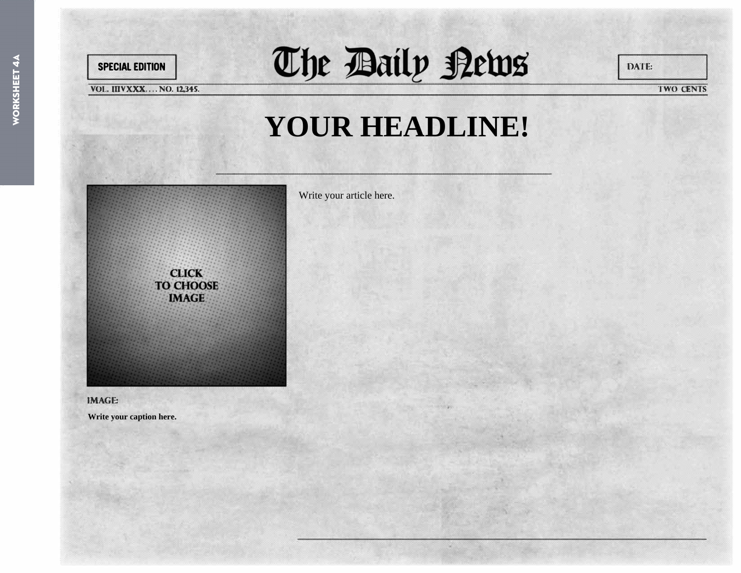WORKSHEET 4A

SPECIAL EDITION

# The Daily News

DATE:

VOL. IIIVXXX. . . . NO. 12,345.

TWO CENTS

# YOUR HEADLINE!

CLICK TO CHOOSE IMAGE

**IMAGE:**

**Write your caption here.**

Write your article here.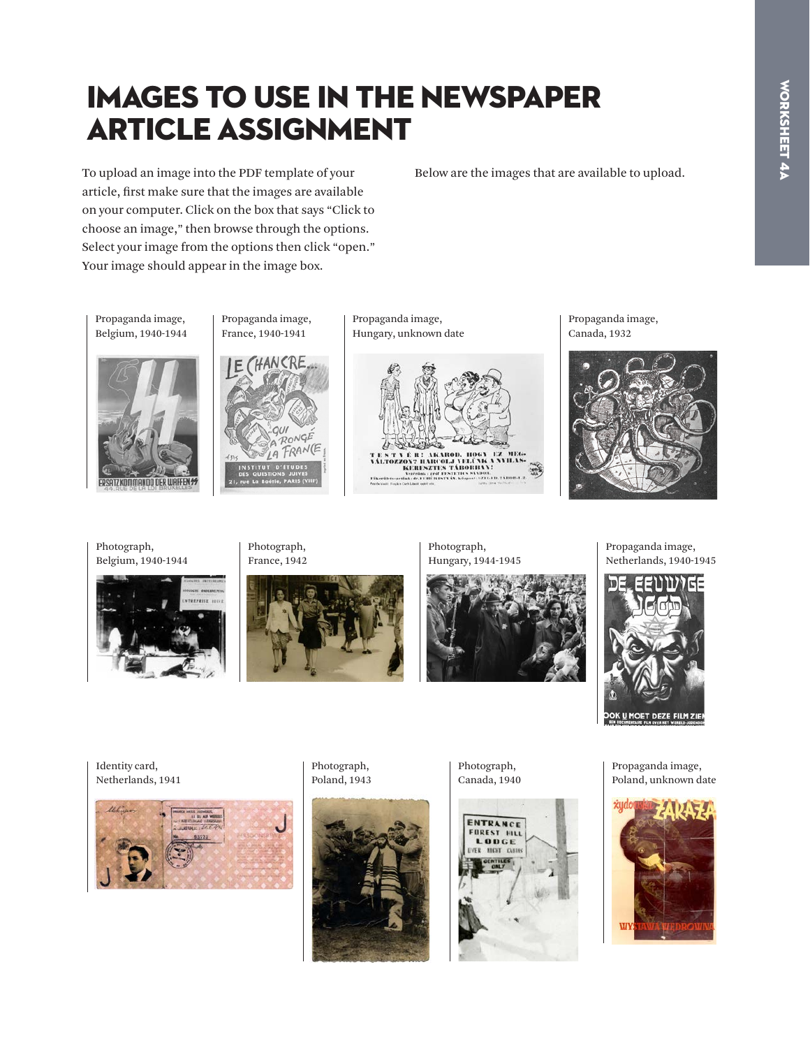# IMAGES TO USE IN THE NEWSPAPER ARTICLE ASSIGNMENT

To upload an image into the PDF template of your article, first make sure that the images are available on your computer. Click on the box that says "Click to choose an image," then browse through the options. Select your image from the options then click "open." Your image should appear in the image box.

Below are the images that are available to upload.

Propaganda image, Belgium, 1940-1944

Propaganda image, France, 1940-1941

Propaganda image, Hungary, unknown date

Propaganda image, Canada, 1932

Photograph, Belgium, 1940-1944

Photograph, France, 1942

Photograph, Hungary, 1944-1945

Propaganda image, Netherlands, 1940-1945

Identity card, Netherlands, 1941

Photograph, Poland, 1943

Photograph, Canada, 1940

Propaganda image, Poland, unknown date